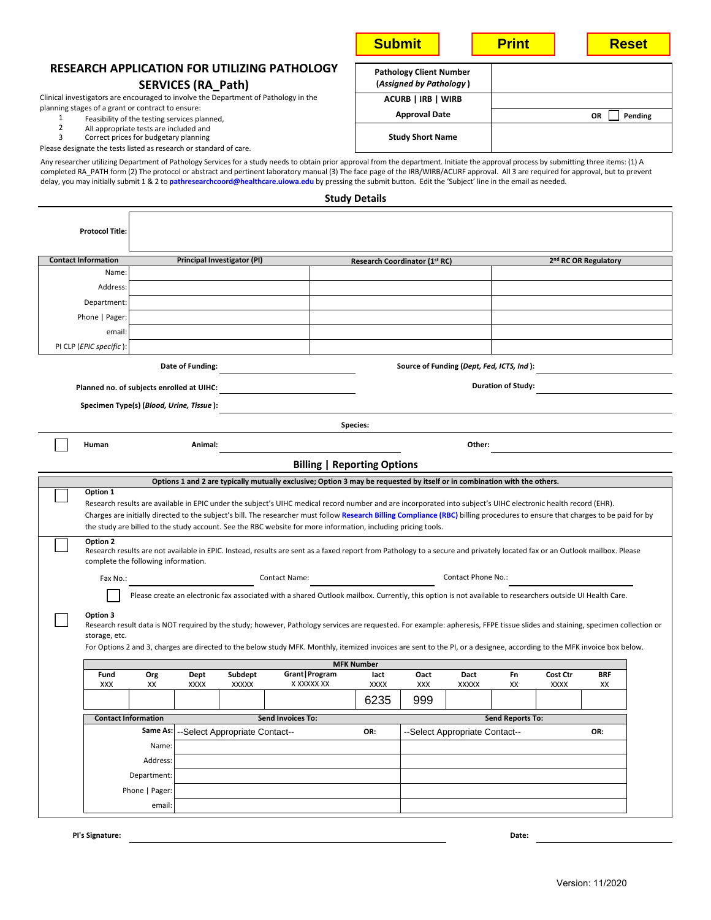Submit | Print | Reset

# RESEARCH APPLICATION FOR UTILIZING PATHOLOGY SERVICES (RA_Path)

Clinical investigators are encouraged to involve the Department of Pathology in the planning stages of a grant or contract to ensure:

1. Feasibility of the testing services planned,
2. All appropriate tests are included and
3. Correct prices for budgetary planning

Please designate the tests listed as research or standard of care.

| | |
|---|---|
| **Pathology Client Number (*Assigned by Pathology*)** | |
| **ACURB \| IRB \| WIRB Approval Date** | OR ☐ Pending |
| **Study Short Name** | |

Any researcher utilizing Department of Pathology Services for a study needs to obtain prior approval from the department. Initiate the approval process by submitting three items: (1) A completed RA_PATH form (2) The protocol or abstract and pertinent laboratory manual (3) The face page of the IRB/WIRB/ACURF approval. All 3 are required for approval, but to prevent delay, you may initially submit 1 & 2 to **pathresearchcoord@healthcare.uiowa.edu** by pressing the submit button. Edit the 'Subject' line in the email as needed.

## Study Details

**Protocol Title:**

| Contact Information | Principal Investigator (PI) | Research Coordinator (1st RC) | 2nd RC OR Regulatory |
|---|---|---|---|
| Name: | | | |
| Address: | | | |
| Department: | | | |
| Phone \| Pager: | | | |
| email: | | | |
| PI CLP (*EPIC specific*): | | | |

**Date of Funding:** ____________ **Source of Funding (*Dept, Fed, ICTS, Ind*):** ____________

**Planned no. of subjects enrolled at UIHC:** ____________ **Duration of Study:** ____________

**Specimen Type(s) (*Blood, Urine, Tissue*):** ____________

**Species:**

☐ **Human** **Animal:** ____________ **Other:** ____________

## Billing | Reporting Options

**Options 1 and 2 are typically mutually exclusive; Option 3 may be requested by itself or in combination with the others.**

☐ **Option 1**
Research results are available in EPIC under the subject's UIHC medical record number and are incorporated into subject's UIHC electronic health record (EHR). Charges are initially directed to the subject's bill. The researcher must follow **Research Billing Compliance (RBC)** billing procedures to ensure that charges to be paid for by the study are billed to the study account. See the RBC website for more information, including pricing tools.

☐ **Option 2**
Research results are not available in EPIC. Instead, results are sent as a faxed report from Pathology to a secure and privately located fax or an Outlook mailbox. Please complete the following information.

Fax No.: ____________ Contact Name: ____________ Contact Phone No.: ____________

☐ Please create an electronic fax associated with a shared Outlook mailbox. Currently, this option is not available to researchers outside UI Health Care.

☐ **Option 3**
Research result data is NOT required by the study; however, Pathology services are requested. For example: apheresis, FFPE tissue slides and staining, specimen collection or storage, etc.

For Options 2 and 3, charges are directed to the below study MFK. Monthly, itemized invoices are sent to the PI, or a designee, according to the MFK invoice box below.

**MFK Number**

| Fund XXX | Org XX | Dept XXXX | Subdept XXXXX | Grant\|Program X XXXXX XX | Iact XXXX | Oact XXX | Dact XXXXX | Fn XX | Cost Ctr XXXX | BRF XX |
|---|---|---|---|---|---|---|---|---|---|---|
| | | | | | 6235 | 999 | | | | |

| Contact Information | Send Invoices To: | Send Reports To: |
|---|---|---|
| Same As: | --Select Appropriate Contact-- OR: | --Select Appropriate Contact-- OR: |
| Name: | | |
| Address: | | |
| Department: | | |
| Phone \| Pager: | | |
| email: | | |

**PI's Signature:** ____________ **Date:** ____________

Version: 11/2020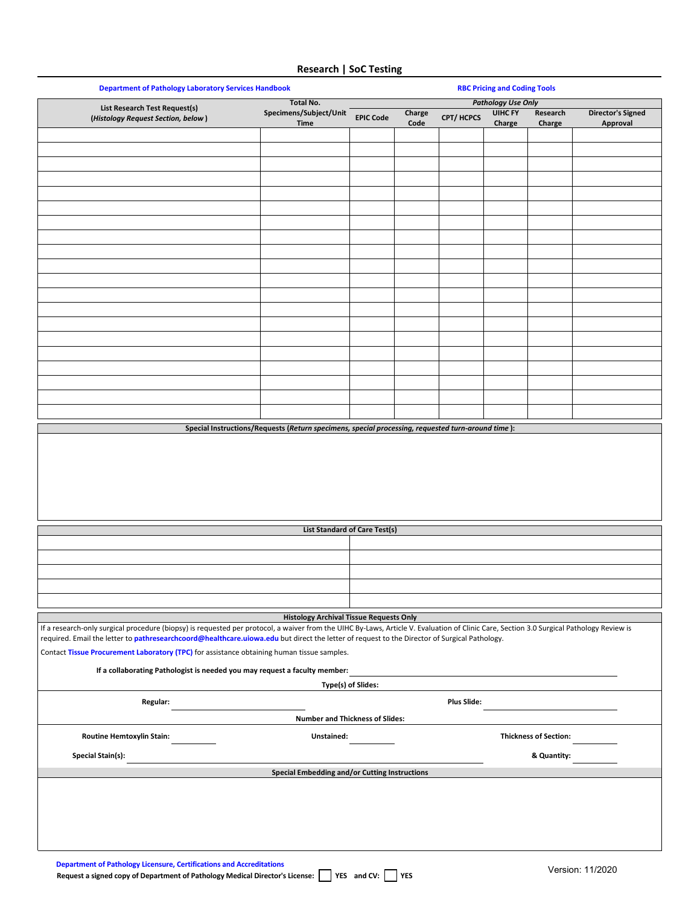## Research | SoC Testing

Department of Pathology Laboratory Services Handbook

RBC Pricing and Coding Tools

| List Research Test Request(s) (*Histology Request Section, below*) | Total No. Specimens/Subject/Unit Time | *Pathology Use Only* | | | | | |
|---|---|---|---|---|---|---|---|
| | | EPIC Code | Charge Code | CPT/ HCPCS | UIHC FY Charge | Research Charge | Director's Signed Approval |
| | | | | | | | |
| | | | | | | | |
| | | | | | | | |
| | | | | | | | |
| | | | | | | | |
| | | | | | | | |
| | | | | | | | |
| | | | | | | | |
| | | | | | | | |
| | | | | | | | |
| | | | | | | | |
| | | | | | | | |
| | | | | | | | |
| | | | | | | | |
| | | | | | | | |
| | | | | | | | |
| | | | | | | | |
| | | | | | | | |
| | | | | | | | |
| | | | | | | | |

**Special Instructions/Requests (*Return specimens, special processing, requested turn-around time*):**

| List Standard of Care Test(s) | |
|---|---|
| | |
| | |
| | |
| | |
| | |

**Histology Archival Tissue Requests Only**

If a research-only surgical procedure (biopsy) is requested per protocol, a waiver from the UIHC By-Laws, Article V. Evaluation of Clinic Care, Section 3.0 Surgical Pathology Review is required. Email the letter to **pathresearchcoord@healthcare.uiowa.edu** but direct the letter of request to the Director of Surgical Pathology.

Contact **Tissue Procurement Laboratory (TPC)** for assistance obtaining human tissue samples.

**If a collaborating Pathologist is needed you may request a faculty member:** ____________________

**Type(s) of Slides:**

**Regular:** ____________________ **Plus Slide:** ____________________

**Number and Thickness of Slides:**

**Routine Hemtoxylin Stain:** ________ **Unstained:** ________ **Thickness of Section:** ________

**Special Stain(s):** ____________________ **& Quantity:** ________

**Special Embedding and/or Cutting Instructions**

Department of Pathology Licensure, Certifications and Accreditations

**Request a signed copy of Department of Pathology Medical Director's License:** ☐ **YES and CV:** ☐ **YES**

Version: 11/2020